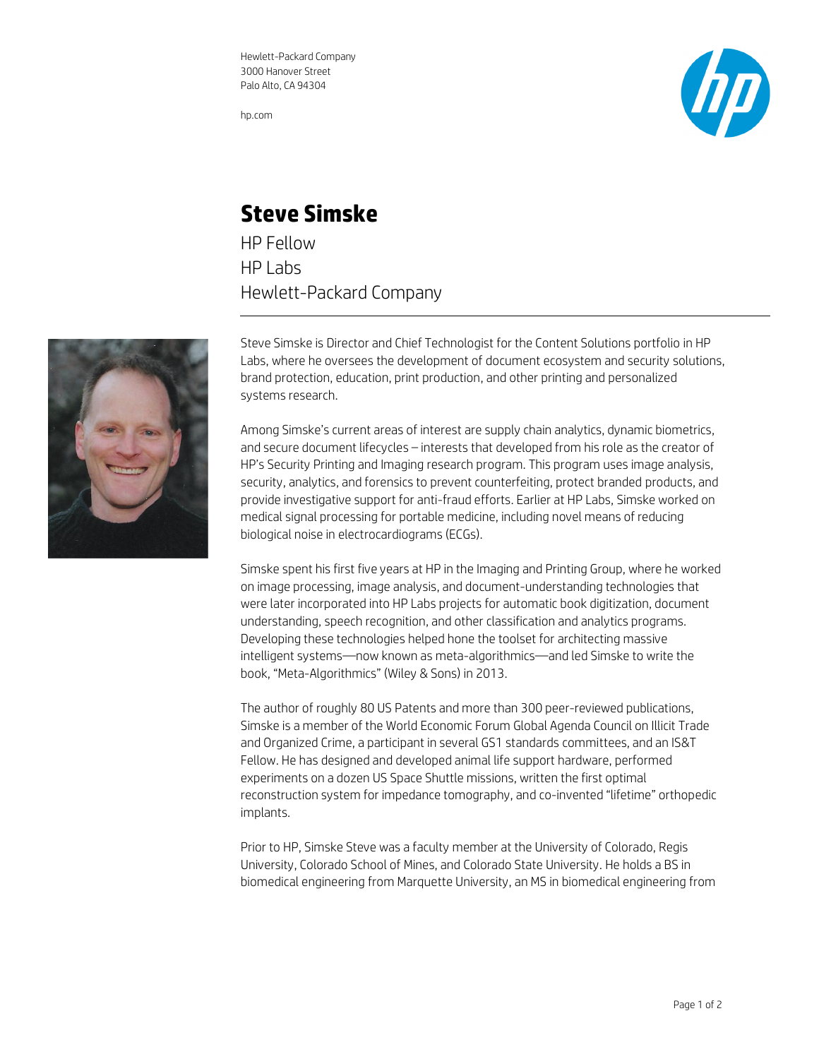Hewlett-Packard Company
3000 Hanover Street
Palo Alto, CA 94304

hp.com

# Steve Simske

HP Fellow
HP Labs
Hewlett-Packard Company

Steve Simske is Director and Chief Technologist for the Content Solutions portfolio in HP Labs, where he oversees the development of document ecosystem and security solutions, brand protection, education, print production, and other printing and personalized systems research.

Among Simske's current areas of interest are supply chain analytics, dynamic biometrics, and secure document lifecycles – interests that developed from his role as the creator of HP's Security Printing and Imaging research program. This program uses image analysis, security, analytics, and forensics to prevent counterfeiting, protect branded products, and provide investigative support for anti-fraud efforts. Earlier at HP Labs, Simske worked on medical signal processing for portable medicine, including novel means of reducing biological noise in electrocardiograms (ECGs).

Simske spent his first five years at HP in the Imaging and Printing Group, where he worked on image processing, image analysis, and document-understanding technologies that were later incorporated into HP Labs projects for automatic book digitization, document understanding, speech recognition, and other classification and analytics programs. Developing these technologies helped hone the toolset for architecting massive intelligent systems—now known as meta-algorithmics—and led Simske to write the book, "Meta-Algorithmics" (Wiley & Sons) in 2013.

The author of roughly 80 US Patents and more than 300 peer-reviewed publications, Simske is a member of the World Economic Forum Global Agenda Council on Illicit Trade and Organized Crime, a participant in several GS1 standards committees, and an IS&T Fellow. He has designed and developed animal life support hardware, performed experiments on a dozen US Space Shuttle missions, written the first optimal reconstruction system for impedance tomography, and co-invented "lifetime" orthopedic implants.

Prior to HP, Simske Steve was a faculty member at the University of Colorado, Regis University, Colorado School of Mines, and Colorado State University. He holds a BS in biomedical engineering from Marquette University, an MS in biomedical engineering from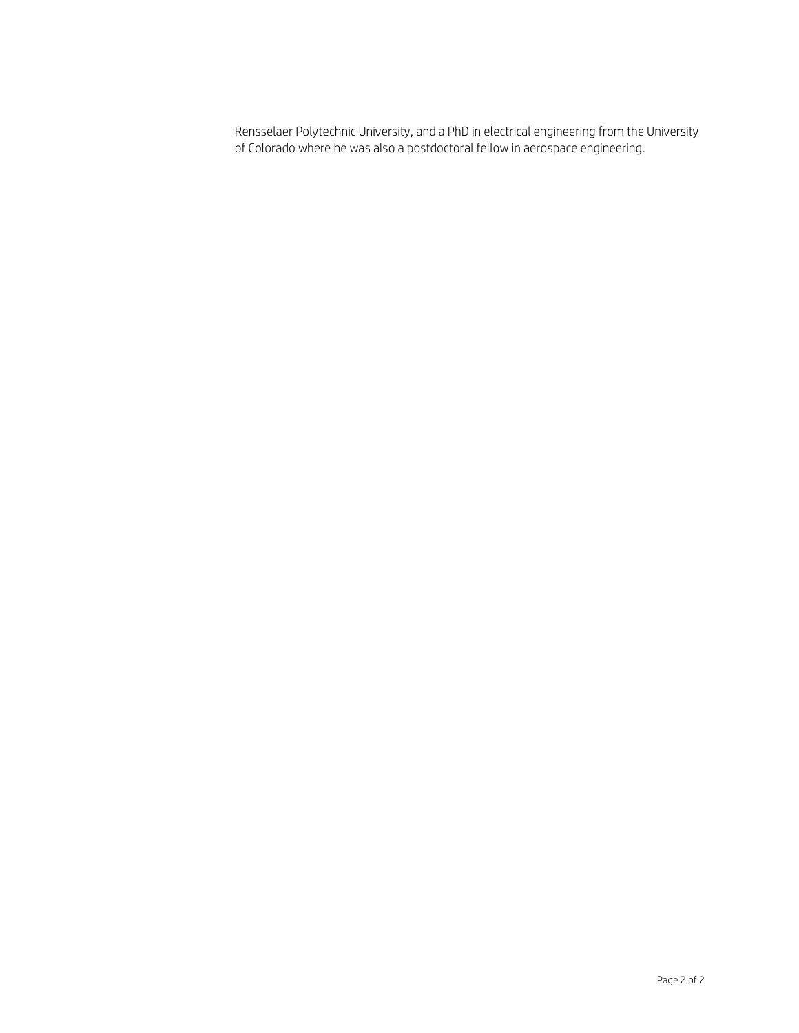Rensselaer Polytechnic University, and a PhD in electrical engineering from the University of Colorado where he was also a postdoctoral fellow in aerospace engineering.